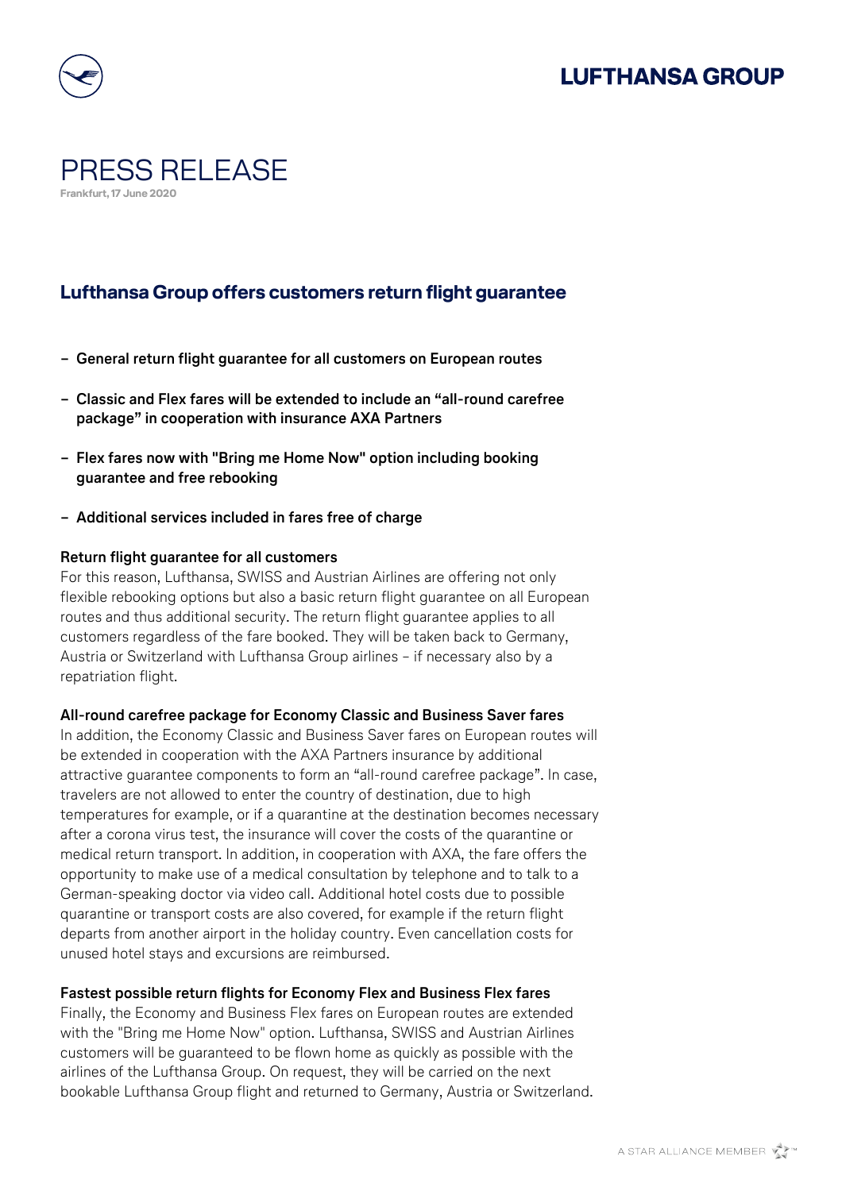# PRESS RELEASE

**Frankfurt, 17 June 2020**

## Lufthansa Group offers customers return flight guarantee

- **General return flight guarantee for all customers on European routes**
- **Classic and Flex fares will be extended to include an "all-round carefree package" in cooperation with insurance AXA Partners**
- **Flex fares now with "Bring me Home Now" option including booking guarantee and free rebooking**
- **Additional services included in fares free of charge**

**Return flight guarantee for all customers**

For this reason, Lufthansa, SWISS and Austrian Airlines are offering not only flexible rebooking options but also a basic return flight guarantee on all European routes and thus additional security. The return flight guarantee applies to all customers regardless of the fare booked. They will be taken back to Germany, Austria or Switzerland with Lufthansa Group airlines – if necessary also by a repatriation flight.

**All-round carefree package for Economy Classic and Business Saver fares**

In addition, the Economy Classic and Business Saver fares on European routes will be extended in cooperation with the AXA Partners insurance by additional attractive guarantee components to form an "all-round carefree package". In case, travelers are not allowed to enter the country of destination, due to high temperatures for example, or if a quarantine at the destination becomes necessary after a corona virus test, the insurance will cover the costs of the quarantine or medical return transport. In addition, in cooperation with AXA, the fare offers the opportunity to make use of a medical consultation by telephone and to talk to a German-speaking doctor via video call. Additional hotel costs due to possible quarantine or transport costs are also covered, for example if the return flight departs from another airport in the holiday country. Even cancellation costs for unused hotel stays and excursions are reimbursed.

**Fastest possible return flights for Economy Flex and Business Flex fares**

Finally, the Economy and Business Flex fares on European routes are extended with the "Bring me Home Now" option. Lufthansa, SWISS and Austrian Airlines customers will be guaranteed to be flown home as quickly as possible with the airlines of the Lufthansa Group. On request, they will be carried on the next bookable Lufthansa Group flight and returned to Germany, Austria or Switzerland.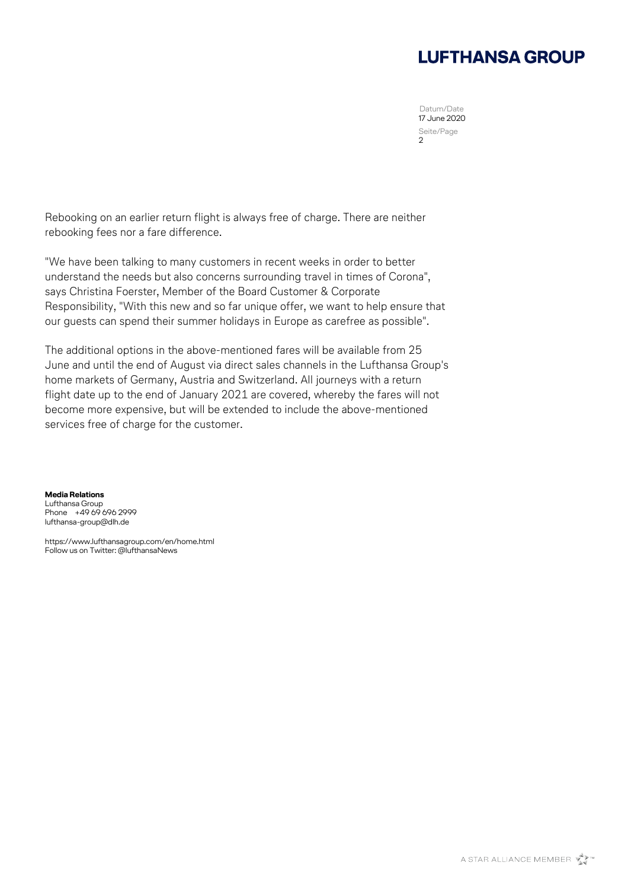Rebooking on an earlier return flight is always free of charge. There are neither rebooking fees nor a fare difference.

"We have been talking to many customers in recent weeks in order to better understand the needs but also concerns surrounding travel in times of Corona", says Christina Foerster, Member of the Board Customer & Corporate Responsibility, "With this new and so far unique offer, we want to help ensure that our guests can spend their summer holidays in Europe as carefree as possible".

The additional options in the above-mentioned fares will be available from 25 June and until the end of August via direct sales channels in the Lufthansa Group's home markets of Germany, Austria and Switzerland. All journeys with a return flight date up to the end of January 2021 are covered, whereby the fares will not become more expensive, but will be extended to include the above-mentioned services free of charge for the customer.

**Media Relations**
Lufthansa Group
Phone +49 69 696 2999
lufthansa-group@dlh.de

https://www.lufthansagroup.com/en/home.html
Follow us on Twitter: @lufthansaNews